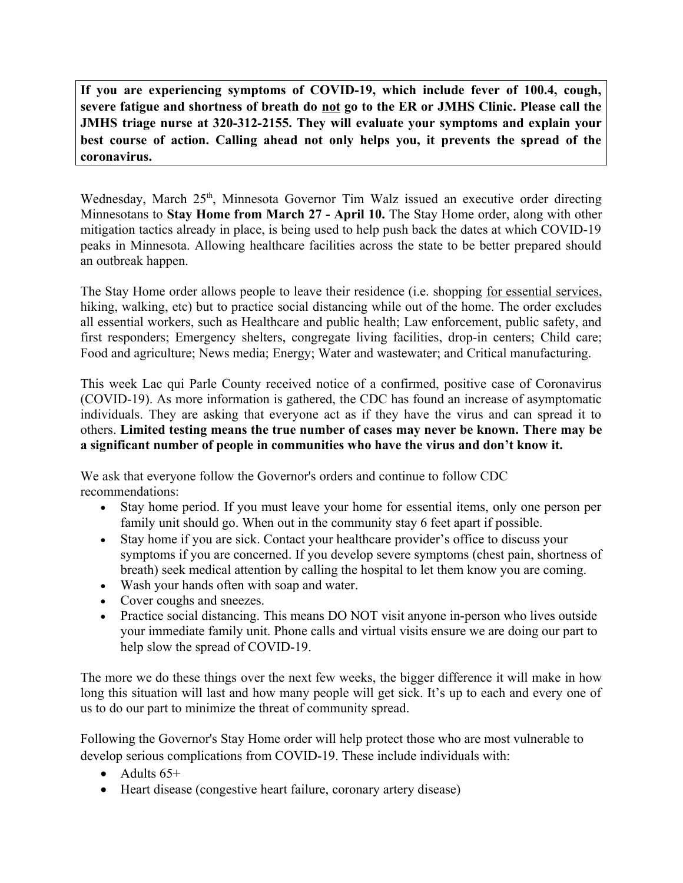**If you are experiencing symptoms of COVID-19, which include fever of 100.4, cough, severe fatigue and shortness of breath do <u>not</u> go to the ER or JMHS Clinic. Please call the JMHS triage nurse at 320-312-2155. They will evaluate your symptoms and explain your best course of action. Calling ahead not only helps you, it prevents the spread of the coronavirus.**

Wednesday, March 25th, Minnesota Governor Tim Walz issued an executive order directing Minnesotans to **Stay Home from March 27 - April 10.** The Stay Home order, along with other mitigation tactics already in place, is being used to help push back the dates at which COVID-19 peaks in Minnesota. Allowing healthcare facilities across the state to be better prepared should an outbreak happen.

The Stay Home order allows people to leave their residence (i.e. shopping <u>for essential services</u>, hiking, walking, etc) but to practice social distancing while out of the home. The order excludes all essential workers, such as Healthcare and public health; Law enforcement, public safety, and first responders; Emergency shelters, congregate living facilities, drop-in centers; Child care; Food and agriculture; News media; Energy; Water and wastewater; and Critical manufacturing.

This week Lac qui Parle County received notice of a confirmed, positive case of Coronavirus (COVID-19). As more information is gathered, the CDC has found an increase of asymptomatic individuals. They are asking that everyone act as if they have the virus and can spread it to others. **Limited testing means the true number of cases may never be known. There may be a significant number of people in communities who have the virus and don't know it.**

We ask that everyone follow the Governor's orders and continue to follow CDC recommendations:

- Stay home period. If you must leave your home for essential items, only one person per family unit should go. When out in the community stay 6 feet apart if possible.
- Stay home if you are sick. Contact your healthcare provider's office to discuss your symptoms if you are concerned. If you develop severe symptoms (chest pain, shortness of breath) seek medical attention by calling the hospital to let them know you are coming.
- Wash your hands often with soap and water.
- Cover coughs and sneezes.
- Practice social distancing. This means DO NOT visit anyone in-person who lives outside your immediate family unit. Phone calls and virtual visits ensure we are doing our part to help slow the spread of COVID-19.

The more we do these things over the next few weeks, the bigger difference it will make in how long this situation will last and how many people will get sick. It's up to each and every one of us to do our part to minimize the threat of community spread.

Following the Governor's Stay Home order will help protect those who are most vulnerable to develop serious complications from COVID-19. These include individuals with:

- Adults 65+
- Heart disease (congestive heart failure, coronary artery disease)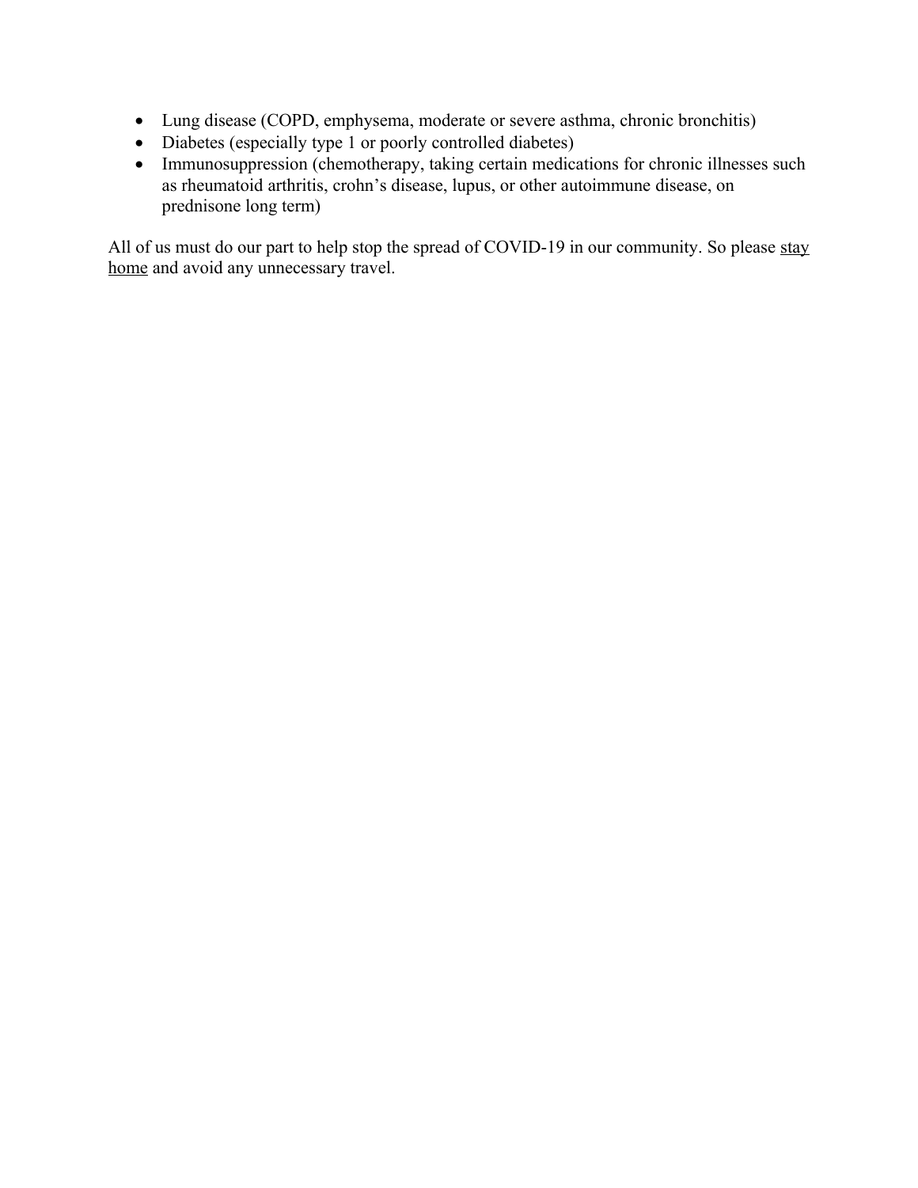- Lung disease (COPD, emphysema, moderate or severe asthma, chronic bronchitis)
- Diabetes (especially type 1 or poorly controlled diabetes)
- Immunosuppression (chemotherapy, taking certain medications for chronic illnesses such as rheumatoid arthritis, crohn's disease, lupus, or other autoimmune disease, on prednisone long term)

All of us must do our part to help stop the spread of COVID-19 in our community. So please stay home and avoid any unnecessary travel.